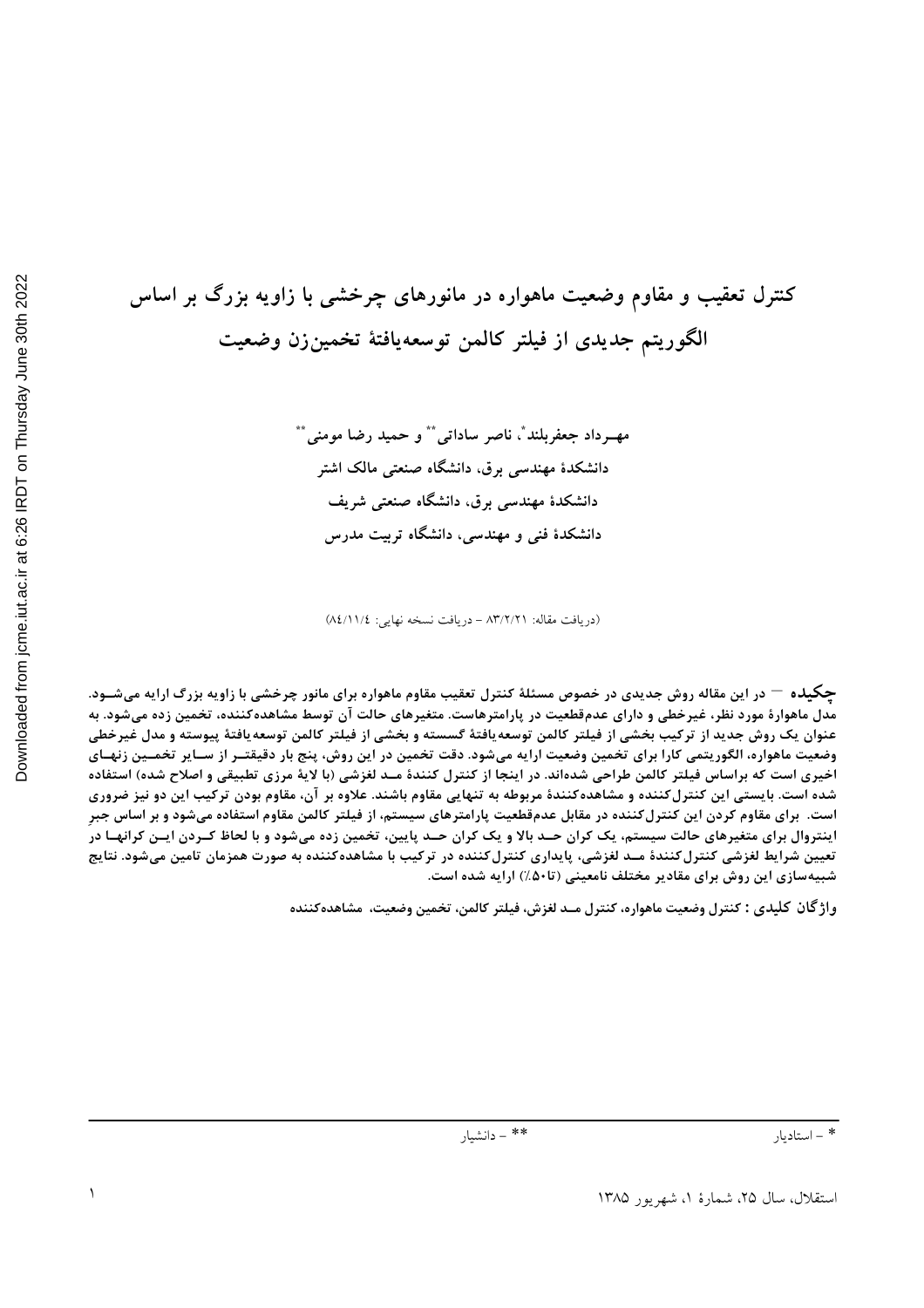# کنترل تعقیب و مقاوم وضعیت ماهواره در مانورهای چرخشی با زاویه بزرگ بر اساس الگوریتم جدیدی از فیلتر کالمن توسعه‌یافتهٔ تخمین‌زن وضعیت

مهـرداد جعفربلند[*]، ناصر ساداتی[**] و حمید رضا مومنی[**]

دانشکدهٔ مهندسی برق، دانشگاه صنعتی مالک اشتر

دانشکدهٔ مهندسی برق، دانشگاه صنعتی شریف

دانشکدهٔ فنی و مهندسی، دانشگاه تربیت مدرس

(دریافت مقاله: ۸۳/۲/۲۱ – دریافت نسخه نهایی: ۸٤/۱۱/٤)

**چکیده** — در این مقاله روش جدیدی در خصوص مسئلهٔ کنترل تعقیب مقاوم ماهواره برای مانور چرخشی با زاویه بزرگ ارایه می‌شـود. مدل ماهوارهٔ مورد نظر، غیرخطی و دارای عدم‌قطعیت در پارامترهاست. متغیرهای حالت آن توسط مشاهده‌کننده، تخمین زده می‌شود. به عنوان یک روش جدید از ترکیب بخشی از فیلتر کالمن توسعه‌یافتهٔ گسسته و بخشی از فیلتر کالمن توسعه‌یافتهٔ پیوسته و مدل غیرخطی وضعیت ماهواره، الگوریتمی کارا برای تخمین وضعیت ارایه می‌شود. دقت تخمین در این روش، پنج بار دقیقتـر از سـایر تخمـین زنهـای اخیری است که براساس فیلتر کالمن طراحی شده‌اند. در اینجا از کنترل کنندهٔ مـد لغزشی (با لایهٔ مرزی تطبیقی و اصلاح شده) استفاده شده است. بایستی این کنترل‌کننده و مشاهده‌کنندهٔ مربوطه به تنهایی مقاوم باشند. علاوه بر آن، مقاوم بودن ترکیب این دو نیز ضروری است. برای مقاوم کردن این کنترل‌کننده در مقابل عدم‌قطعیت پارامترهای سیستم، از فیلتر کالمن مقاوم استفاده می‌شود و بر اساس جبرِ اینتروال برای متغیرهای حالت سیستم، یک کران حـد بالا و یک کران حـد پایین، تخمین زده می‌شود و با لحاظ کـردن ایـن کرانهـا در تعیین شرایط لغزشی کنترل‌کنندهٔ مـد لغزشی، پایداری کنترل‌کننده در ترکیب با مشاهده‌کننده به صورت همزمان تامین می‌شود. نتایج شبیه‌سازی این روش برای مقادیر مختلف نامعینی (تا۵۰٪) ارایه شده است.

**واژگان کلیدی :** کنترل وضعیت ماهواره، کنترل مـد لغزش، فیلتر کالمن، تخمین وضعیت، مشاهده‌کننده

---

[*] – استادیار

[**] – دانشیار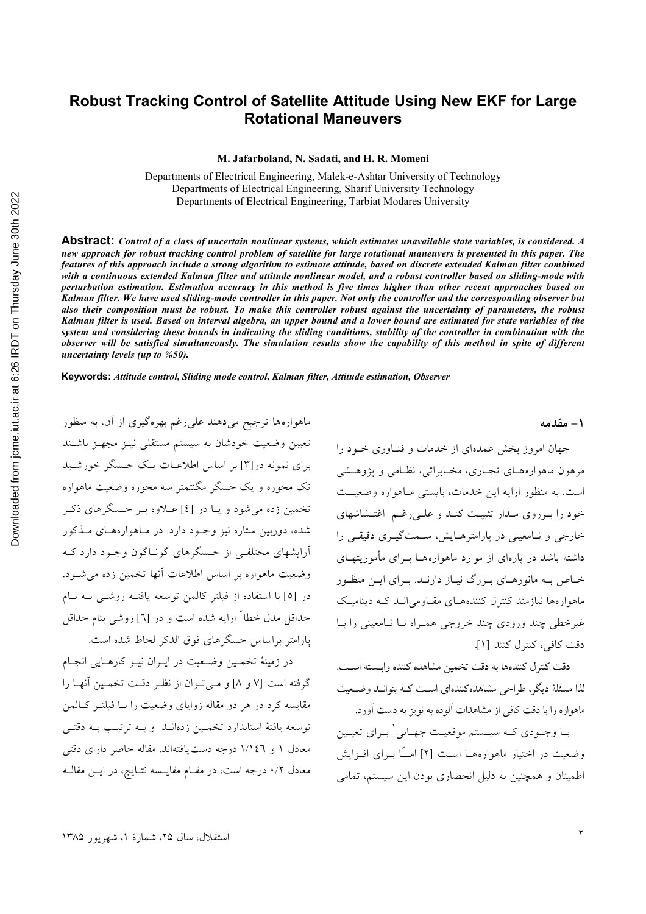# Robust Tracking Control of Satellite Attitude Using New EKF for Large Rotational Maneuvers

**M. Jafarboland, N. Sadati, and H. R. Momeni**

Departments of Electrical Engineering, Malek-e-Ashtar University of Technology
Departments of Electrical Engineering, Sharif University Technology
Departments of Electrical Engineering, Tarbiat Modares University

**Abstract:** *Control of a class of uncertain nonlinear systems, which estimates unavailable state variables, is considered. A new approach for robust tracking control problem of satellite for large rotational maneuvers is presented in this paper. The features of this approach include a strong algorithm to estimate attitude, based on discrete extended Kalman filter combined with a continuous extended Kalman filter and attitude nonlinear model, and a robust controller based on sliding-mode with perturbation estimation. Estimation accuracy in this method is five times higher than other recent approaches based on Kalman filter. We have used sliding-mode controller in this paper. Not only the controller and the corresponding observer but also their composition must be robust. To make this controller robust against the uncertainty of parameters, the robust Kalman filter is used. Based on interval algebra, an upper bound and a lower bound are estimated for state variables of the system and considering these bounds in indicating the sliding conditions, stability of the controller in combination with the observer will be satisfied simultaneously. The simulation results show the capability of this method in spite of different uncertainty levels (up to %50).*

**Keywords:** *Attitude control, Sliding mode control, Kalman filter, Attitude estimation, Observer*

## ۱- مقدمه

جهان امروز بخش عمده‌ای از خدمات و فناوری خود را مرهون ماهواره‌های تجاری، مخابراتی، نظامی و پژوهشی است. به منظور ارایه این خدمات، بایستی ماهواره وضعیت خود را برروی مدار تثبیت کند و علی‌رغم اغتشاشهای خارجی و نامعینی در پارامترهایش، سمت‌گیری دقیقی را داشته باشد در پاره‌ای از موارد ماهواره‌ها برای مأموریتهای خاص به مانورهای بزرگ نیاز دارند. برای این منظور ماهواره‌ها نیازمند کنترل کننده‌های مقاومی‌اند که دینامیک غیرخطی چند ورودی چند خروجی همراه با نامعینی را با دقت کافی، کنترل کنند [1].

دقت کنترل کننده‌ها به دقت تخمین مشاهده کننده وابسته است. لذا مسئلهٔ دیگر، طراحی مشاهده‌کننده‌ای است که بتواند وضعیت ماهواره را با دقت کافی از مشاهدات آلوده به نویز به دست آورد.

با وجودی که سیستم موقعیت جهانی[1] برای تعیین وضعیت در اختیار ماهواره‌ها است [2] امّا برای افزایش اطمینان و همچنین به دلیل انحصاری بودن این سیستم، تمامی ماهواره‌ها ترجیح می‌دهند علی‌رغم بهره‌گیری از آن، به منظور تعیین وضعیت خودشان به سیستم مستقلی نیز مجهز باشند برای نمونه در[3] بر اساس اطلاعات یک حسگر خورشید تک محوره و یک حسگر مگنتمتر سه محوره وضعیت ماهواره تخمین زده می‌شود و یا در [4] علاوه بر حسگرهای ذکر شده، دوربین ستاره نیز وجود دارد. در ماهواره‌های مذکور آرایشهای مختلفی از حسگرهای گوناگون وجود دارد که وضعیت ماهواره بر اساس اطلاعات آنها تخمین زده می‌شود. در [5] با استفاده از فیلتر کالمن توسعه یافته روشی به نام حداقل مدل خطا[2] ارایه شده است و در [6] روشی بنام حداقل پارامتر براساس حسگرهای فوق الذکر لحاظ شده است.

در زمینهٔ تخمین وضعیت در ایران نیز کارهایی انجام گرفته است [7 و 8] و می‌توان از نظر دقت تخمین آنها را مقایسه کرد در هر دو مقاله زوایای وضعیت را با فیلتر کالمن توسعه یافتهٔ استاندارد تخمین زده‌اند و به ترتیب به دقتی معادل ۱ و ۱/۱۴۶ درجه دست‌یافته‌اند. مقاله حاضر دارای دقتی معادل ۰/۲ درجه است، در مقام مقایسه نتایج، در این مقاله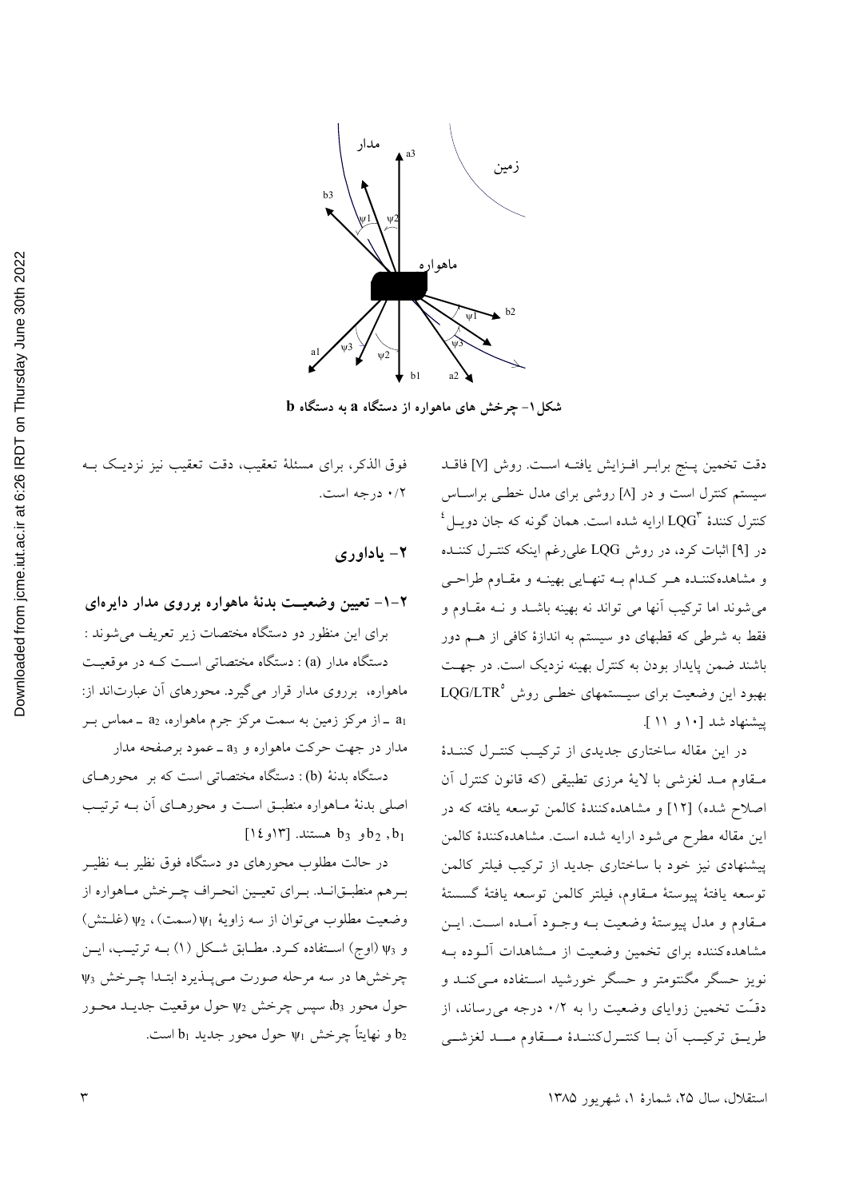شکل۱- چرخش های ماهواره از دستگاه a به دستگاه b

دقت تخمین پنج برابر افزایش یافته است. روش [7] فاقد سیستم کنترل است و در [8] روشی برای مدل خطی براساس کنترل کنندهٔ LQG[3] ارایه شده است. همان گونه که جان دویل[4] در [9] اثبات کرد، در روش LQG علی‌رغم اینکه کنترل کننده و مشاهده‌کننده هر کدام به تنهایی بهینه و مقاوم طراحی می‌شوند اما ترکیب آنها می تواند نه بهینه باشد و نه مقاوم و فقط به شرطی که قطبهای دو سیستم به اندازهٔ کافی از هم دور باشند ضمن پایدار بودن به کنترل بهینه نزدیک است. در جهت بهبود این وضعیت برای سیستمهای خطی روش LQG/LTR[5] پیشنهاد شد [۱۰ و ۱۱].

در این مقاله ساختاری جدیدی از ترکیب کنترل کنندهٔ مقاوم مد لغزشی با لایهٔ مرزی تطبیقی (که قانون کنترل آن اصلاح شده) [۱۲] و مشاهده‌کنندهٔ کالمن توسعه یافته که در این مقاله مطرح می‌شود ارایه شده است. مشاهده‌کنندهٔ کالمن پیشنهادی نیز خود با ساختاری جدید از ترکیب فیلتر کالمن توسعه یافتهٔ پیوستهٔ مقاوم، فیلتر کالمن توسعه یافتهٔ گسستهٔ مقاوم و مدل پیوستهٔ وضعیت به وجود آمده است. این مشاهده‌کننده برای تخمین وضعیت از مشاهدات آلوده به نویز حسگر مگنتومتر و حسگر خورشید استفاده می‌کند و دقّت تخمین زوایای وضعیت را به ۰/۲ درجه می‌رساند، از طریق ترکیب آن با کنترل‌کنندهٔ مقاوم مد لغزشی فوق الذکر، برای مسئلهٔ تعقیب، دقت تعقیب نیز نزدیک به ۰/۲ درجه است.

## ۲- یاداوری

### ۲-۱- تعیین وضعیت بدنهٔ ماهواره برروی مدار دایره‌ای

برای این منظور دو دستگاه مختصات زیر تعریف می‌شوند :

دستگاه مدار (a) : دستگاه مختصاتی است که در موقعیت ماهواره، برروی مدار قرار می‌گیرد. محورهای آن عبارت‌اند از: $a_1$ ـ از مرکز زمین به سمت مرکز جرم ماهواره، $a_2$ ـ مماس بر مدار در جهت حرکت ماهواره و $a_3$ ـ عمود برصفحه مدار

دستگاه بدنهٔ (b) : دستگاه مختصاتی است که بر محورهای اصلی بدنهٔ ماهواره منطبق است و محورهای آن به ترتیب $b_1$، $b_2$ و $b_3$ هستند. [۱۳و۱۴]

در حالت مطلوب محورهای دو دستگاه فوق نظیر به نظیر برهم منطبق‌اند. برای تعیین انحراف چرخش ماهواره از وضعیت مطلوب می‌توان از سه زاویهٔ $\psi_1$ (سمت)، $\psi_2$ (غلتش) و $\psi_3$ (اوج) استفاده کرد. مطابق شکل (۱) به ترتیب، این چرخش‌ها در سه مرحله صورت می‌پذیرد ابتدا چرخش $\psi_3$ حول محور $b_3$، سپس چرخش $\psi_2$ حول موقعیت جدید محور $b_2$ و نهایتاً چرخش $\psi_1$ حول محور جدید $b_1$ است.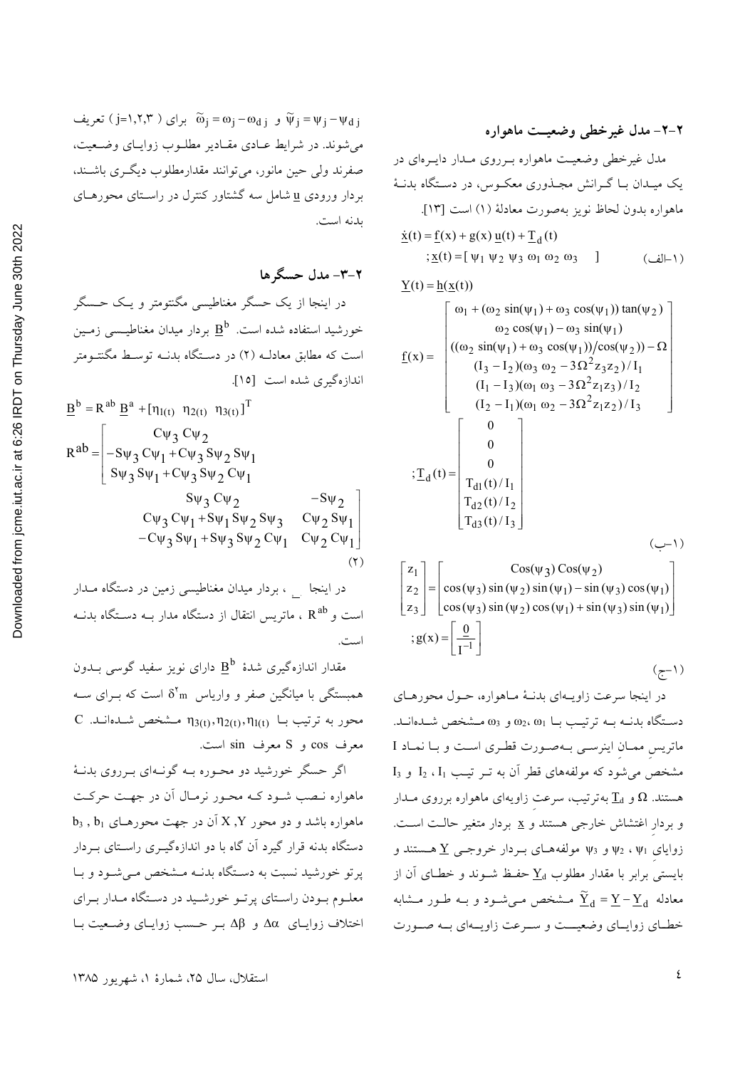## ۲-۲- مدل غیرخطی وضعیت ماهواره

مدل غیرخطی وضعیت ماهواره برروی مدار دایره‌ای در یک میدان با گرانش مجذوری معکوس، در دستگاه بدنهٔ ماهواره بدون لحاظ نویز به‌صورت معادلهٔ (۱) است [۱۳].

$$\underline{\dot{x}}(t) = \underline{f}(x) + g(x)\,\underline{u}(t) + \underline{T}_d(t)$$
$$;\underline{x}(t) = [\,\psi_1\ \psi_2\ \psi_3\ \omega_1\ \omega_2\ \omega_3\ \ ] \qquad \text{(۱-الف)}$$

$$\underline{Y}(t) = \underline{h}(\underline{x}(t))$$

$$\underline{f}(x) = \begin{bmatrix} \omega_1 + (\omega_2 \sin(\psi_1) + \omega_3 \cos(\psi_1)) \tan(\psi_2) \\ \omega_2 \cos(\psi_1) - \omega_3 \sin(\psi_1) \\ ((\omega_2 \sin(\psi_1) + \omega_3 \cos(\psi_1))/\cos(\psi_2)) - \Omega \\ (I_3 - I_2)(\omega_3\,\omega_2 - 3\Omega^2 z_3 z_2)/I_1 \\ (I_1 - I_3)(\omega_1\,\omega_3 - 3\Omega^2 z_1 z_3)/I_2 \\ (I_2 - I_1)(\omega_1\,\omega_2 - 3\Omega^2 z_1 z_2)/I_3 \end{bmatrix}$$

$$;\underline{T}_d(t) = \begin{bmatrix} 0 \\ 0 \\ 0 \\ T_{d1}(t)/I_1 \\ T_{d2}(t)/I_2 \\ T_{d3}(t)/I_3 \end{bmatrix} \qquad \text{(۱-ب)}$$

$$\begin{bmatrix} z_1 \\ z_2 \\ z_3 \end{bmatrix} = \begin{bmatrix} \cos(\psi_3)\cos(\psi_2) \\ \cos(\psi_3)\sin(\psi_2)\sin(\psi_1) - \sin(\psi_3)\cos(\psi_1) \\ \cos(\psi_3)\sin(\psi_2)\cos(\psi_1) + \sin(\psi_3)\sin(\psi_1) \end{bmatrix}$$
$$;g(x) = \begin{bmatrix} \underline{0} \\ \overline{I^{-1}} \end{bmatrix} \qquad \text{(۱-ج)}$$

در اینجا سرعت زاویه‌ای بدنهٔ ماهواره، حول محورهای دستگاه بدنه به ترتیب با $\omega_1$، $\omega_2$ و $\omega_3$ مشخص شده‌اند. ماتریس ممان اینرسی به‌صورت قطری است و با نماد I مشخص می‌شود که مولفه‌های قطر آن به تر تیب $I_1$، $I_2$ و $I_3$ هستند. $\Omega$ و $\underline{T}_d$ به‌ترتیب، سرعت زاویه‌ای ماهواره برروی مدار و بردار اغتشاش خارجی هستند و $\underline{x}$ بردار متغیر حالت است. زوایای $\psi_1$، $\psi_2$ و $\psi_3$ مولفه‌های بردار خروجی $\underline{Y}$ هستند و بایستی برابر با مقدار مطلوب $\underline{Y}_d$ حفظ شوند و خطای آن از معادله $\underline{\tilde{Y}}_d = \underline{Y} - \underline{Y}_d$ مشخص می‌شود و به طور مشابه خطای زوایای وضعیت و سرعت زاویه‌ای به صورت $\tilde{\psi}_j = \psi_j - \psi_{dj}$ و $\tilde{\omega}_j = \omega_j - \omega_{dj}$ برای ( j=۱,۲,۳ ) تعریف می‌شوند. در شرایط عادی مقادیر مطلوب زوایای وضعیت، صفرند ولی حین مانور، می‌توانند مقدارمطلوب دیگری باشند، بردار ورودی $\underline{u}$ شامل سه گشتاور کنترل در راستای محورهای بدنه است.

## ۲-۳- مدل حسگرها

در اینجا از یک حسگر مغناطیسی مگنتومتر و یک حسگر خورشید استفاده شده است. $\underline{B}^b$ بردار میدان مغناطیسی زمین است که مطابق معادلهٔ (۲) در دستگاه بدنه توسط مگنتومتر اندازه‌گیری شده است [۱۵].

$$\underline{B}^b = R^{ab}\,\underline{B}^a + [\eta_{1(t)}\ \ \eta_{2(t)}\ \ \eta_{3(t)}]^T$$

$$R^{ab} = \begin{bmatrix} C\psi_3\,C\psi_2 & S\psi_3\,C\psi_2 & -S\psi_2 \\ -S\psi_3\,C\psi_1 + C\psi_3\,S\psi_2\,S\psi_1 & C\psi_3\,C\psi_1 + S\psi_1\,S\psi_2\,S\psi_3 & C\psi_2\,S\psi_1 \\ S\psi_3\,S\psi_1 + C\psi_3\,S\psi_2\,C\psi_1 & -C\psi_3\,S\psi_1 + S\psi_3\,S\psi_2\,C\psi_1 & C\psi_2\,C\psi_1 \end{bmatrix} \qquad (۲)$$

در اینجا $\underline{B}^a$، بردار میدان مغناطیسی زمین در دستگاه مدار است و $R^{ab}$، ماتریس انتقال از دستگاه مدار به دستگاه بدنه است.

مقدار اندازه‌گیری شدهٔ $\underline{B}^b$ دارای نویز سفید گوسی بدون همبستگی با میانگین صفر و واریاس $\delta^2 m$ است که برای سه محور به ترتیب با $\eta_{3(t)}, \eta_{2(t)}, \eta_{1(t)}$ مشخص شده‌اند. C معرف cos و S معرف sin است.

اگر حسگر خورشید دو محوره به گونه‌ای برروی بدنهٔ ماهواره نصب شود که محور نرمال آن در جهت حرکت ماهواره باشد و دو محور X ,Y آن در جهت محورهای $b_1$ , $b_3$ دستگاه بدنه قرار گیرد آن گاه با دو اندازه‌گیری راستای بردار پرتو خورشید نسبت به دستگاه بدنه مشخص می‌شود و با معلوم بودن راستای پرتو خورشید در دستگاه مدار برای اختلاف زوایای $\Delta\alpha$ و $\Delta\beta$ بر حسب زوایای وضعیت با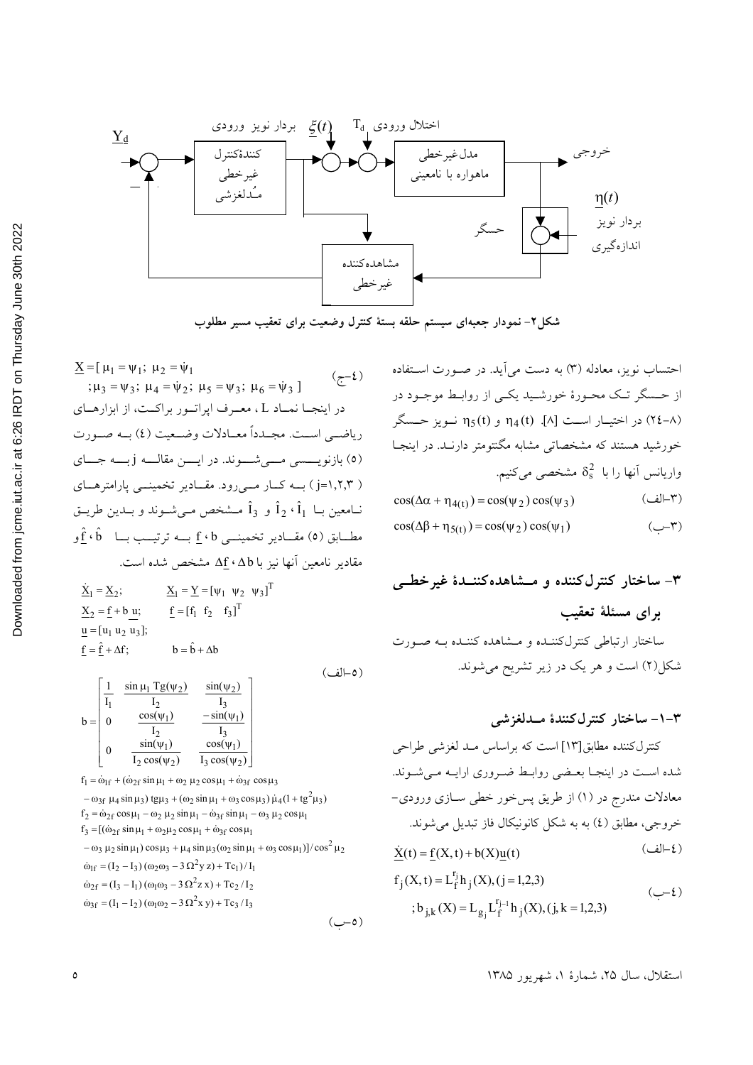شکل۲- نمودار جعبه‌ای سیستم حلقه بستهٔ کنترل وضعیت برای تعقیب مسیر مطلوب

احتساب نویز، معادله (۳) به دست می‌آید. در صورت استفاده از حسگر تک محورهٔ خورشید یکی از روابط موجود در (۸-۲٤) در اختیار است [۸]. $\eta_4(t)$ و $\eta_5(t)$ نویز حسگر خورشید هستند که مشخصاتی مشابه مگنتومتر دارند. در اینجا واریانس آنها را با $\delta_s^2$ مشخصی می‌کنیم.

$$\cos(\Delta\alpha + \eta_{4(t)}) = \cos(\psi_2)\cos(\psi_3) \qquad \text{(۳-الف)}$$

$$\cos(\Delta\beta + \eta_{5(t)}) = \cos(\psi_2)\cos(\psi_1) \qquad \text{(۳-ب)}$$

## ۳- ساختار کنترل‌کننده و مشاهده‌کنندهٔ غیرخطی برای مسئلهٔ تعقیب

ساختار ارتباطی کنترل‌کننده و مشاهده کننده به صورت شکل(۲) است و هر یک در زیر تشریح می‌شوند.

### ۳-۱- ساختار کنترل‌کنندهٔ مدلغزشی

کنترل‌کننده مطابق[۱۳] است که براساس مد لغزشی طراحی شده است در اینجا بعضی روابط ضروری ارایه می‌شوند. معادلات مندرج در (۱) از طریق پس‌خور خطی سازی ورودی-خروجی، مطابق (٤) به به شکل کانونیکال فاز تبدیل می‌شوند.

$$\underline{\dot{X}}(t) = \underline{f}(X,t) + b(X)\underline{u}(t) \qquad \text{(٤-الف)}$$

$$f_j(X,t) = L_f^{r_j} h_j(X), (j=1,2,3)$$
$$; b_{j,k}(X) = L_{g_j} L_f^{r_j-1} h_j(X), (j,k=1,2,3) \qquad \text{(٤-ب)}$$

$$\underline{X} = [\mu_1 = \psi_1;\ \mu_2 = \dot{\psi}_1;\ \mu_3 = \psi_3;\ \mu_4 = \dot{\psi}_2;\ \mu_5 = \psi_3;\ \mu_6 = \dot{\psi}_3] \qquad \text{(٤-ج)}$$

در اینجا نماد L، معرف اپراتور براکت، از ابزارهای ریاضی است. مجدداً معادلات وضعیت (٤) به صورت (٥) بازنویسی می‌شوند. در این مقاله j به جای (j=۱،۲،۳) به کار می‌رود. مقادیر تخمینی پارامترهای نامعین با $\hat{I}_1$، $\hat{I}_2$ و $\hat{I}_3$ مشخص می‌شوند و بدین طریق مطابق (٥) مقادیر تخمینی $\underline{f}$، b به ترتیب با $\hat{\underline{f}}$، $\hat{b}$ و مقادیر نامعین آنها نیز با $\Delta b$، $\Delta\underline{f}$ مشخص شده است.

$$\underline{\dot{X}}_1 = \underline{X}_2; \qquad \underline{X}_1 = \underline{Y} = [\psi_1\ \ \psi_2\ \ \psi_3]^T$$
$$\underline{\dot{X}}_2 = \underline{f} + b\,\underline{u}; \qquad \underline{f} = [f_1\ \ f_2\ \ f_3]^T$$
$$\underline{u} = [u_1\ u_2\ u_3];$$
$$\underline{f} = \hat{\underline{f}} + \Delta f; \qquad b = \hat{b} + \Delta b \qquad \text{(٥-الف)}$$

$$b = \begin{bmatrix} \frac{1}{I_1} & \frac{\sin\mu_1\, Tg(\psi_2)}{I_2} & \frac{\sin(\psi_2)}{I_3} \\ 0 & \frac{\cos(\psi_1)}{I_2} & \frac{-\sin(\psi_1)}{I_3} \\ 0 & \frac{\sin(\psi_1)}{I_2\cos(\psi_2)} & \frac{\cos(\psi_1)}{I_3\cos(\psi_2)} \end{bmatrix}$$

$$f_1 = \dot{\omega}_{1f} + (\dot{\omega}_{2f}\sin\mu_1 + \omega_2\,\mu_2\cos\mu_1 + \dot{\omega}_{3f}\cos\mu_3$$
$$- \omega_{3f}\,\mu_4\sin\mu_3)\,tg\mu_3 + (\omega_2\sin\mu_1 + \omega_3\cos\mu_3)\,\dot{\mu}_4(1+tg^2\mu_3)$$
$$f_2 = \dot{\omega}_{2f}\cos\mu_1 - \omega_2\,\mu_2\sin\mu_1 - \dot{\omega}_{3f}\sin\mu_1 - \omega_3\,\mu_2\cos\mu_1$$
$$f_3 = [(\dot{\omega}_{2f}\sin\mu_1 + \omega_2\mu_2\cos\mu_1 + \dot{\omega}_{3f}\cos\mu_1$$
$$- \omega_3\,\mu_2\sin\mu_1)\cos\mu_3 + \mu_4\sin\mu_3(\omega_2\sin\mu_1 + \omega_3\cos\mu_1)]/\cos^2\mu_2$$
$$\dot{\omega}_{1f} = (I_2 - I_3)(\omega_2\omega_3 - 3\Omega^2 y\,z) + Tc_1)/I_1$$
$$\dot{\omega}_{2f} = (I_3 - I_1)(\omega_1\omega_3 - 3\Omega^2 z\,x) + Tc_2/I_2$$
$$\dot{\omega}_{3f} = (I_1 - I_2)(\omega_1\omega_2 - 3\Omega^2 x\,y) + Tc_3/I_3 \qquad \text{(٥-ب)}$$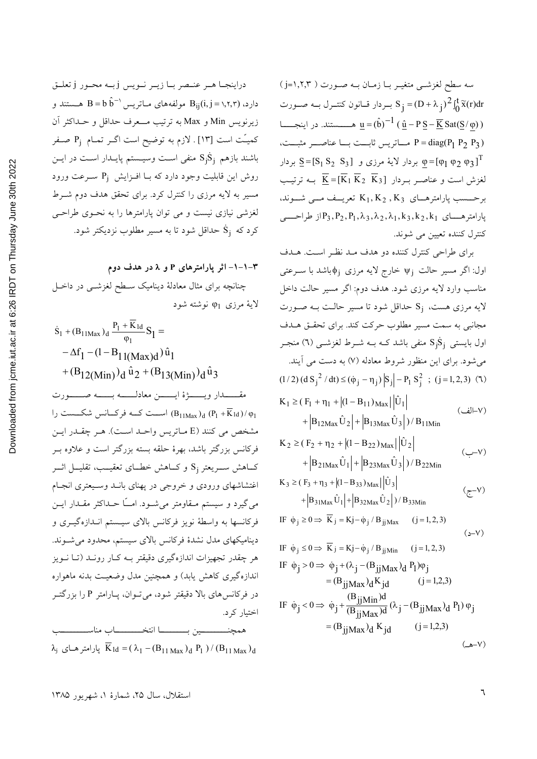سه سطح لغزشی متغیر با زمان به صورت ( j=۱,۲,۳ ) $S_j = (D+\lambda_j)^2 \int_0^t \tilde{x}(r)dr$ بردار قانون کنترل به صورت $\underline{u} = (\hat{b})^{-1} ( \hat{\underline{u}} - P\,\underline{S} - \overline{\underline{K}}\,\mathrm{Sat}(\underline{S}/\underline{\varphi}) )$ هستند. در اینجا $P = \mathrm{diag}(P_1\ P_2\ P_3)$ ماتریس ثابت با عناصر مثبت، $\underline{S} = [S_1\ S_2\ S_3]$ بردار لایهٔ مرزی و $\underline{\varphi} = [\varphi_1\ \varphi_2\ \varphi_3]^T$ بردار لغزش است و عناصر بردار $\overline{\underline{K}} = [\overline{K}_1\ \overline{K}_2\ \overline{K}_3]$ به ترتیب برحسب پارامترهای $K_1, K_2, K_3$ تعریف می شوند، پارامترهای $P_3, P_2, P_1, \lambda_3, \lambda_2, \lambda_1, k_3, k_2, k_1$ از طراحی کنترل کننده تعیین می شوند.

برای طراحی کنترل کننده دو هدف مد نظر است. هدف اول: اگر مسیر حالت $\psi_j$ خارج لایه مرزی $\phi_j$ باشد با سرعتی مناسب وارد لایه مرزی شود. هدف دوم: اگر مسیر حالت داخل لایه مرزی هست، $S_j$ حداقل شود تا مسیر حالت به صورت مجانبی به سمت مسیر مطلوب حرکت کند. برای تحقق هدف اول بایستی $S_j\dot{S}_j$ منفی باشد که به شرط لغزشی (٦) منجر می‌شود. برای این منظور شروط معادله (٧) به دست می آیند.

$$(1/2)\,(d\,S_j^{\,2}/dt) \le (\dot{\varphi}_j - \eta_j)\left|S_j\right| - P_1\, S_j^2 \;\; ; \;\; (j=1,2,3) \qquad (٦)$$

$$K_1 \ge (\, F_1 + \eta_1 + \left|(1-B_{11})_{Max}\right|\left|\hat{U}_1\right| + \left|B_{12Max}\hat{U}_2\right| + \left|B_{13Max}\hat{U}_3\right|\,)/B_{11Min} \qquad (\text{٧–الف})$$

$$K_2 \ge (\, F_2 + \eta_2 + \left|(1-B_{22})_{Max}\right|\left|\hat{U}_2\right| + \left|B_{21Max}\hat{U}_1\right| + \left|B_{23Max}\hat{U}_3\right|\,)/B_{22Min} \qquad (\text{٧–ب})$$

$$K_3 \ge (\, F_3 + \eta_3 + \left|(1-B_{33})_{Max}\right|\left|\hat{U}_3\right| + \left|B_{31Max}\hat{U}_1\right| + \left|B_{32Max}\hat{U}_2\right|\,)/B_{33Min} \qquad (\text{٧–ج})$$

$$\text{IF } \dot{\varphi}_j \ge 0 \Rightarrow \overline{K}_j = Kj - \dot{\varphi}_j / B_{jjMax} \quad (j=1,2,3)$$

$$\text{IF } \dot{\varphi}_j \le 0 \Rightarrow \overline{K}_j = Kj - \dot{\varphi}_j / B_{jjMin} \quad (j=1,2,3) \qquad (\text{٧–د})$$

$$\text{IF } \dot{\varphi}_j > 0 \Rightarrow \dot{\varphi}_j + (\lambda_j - (B_{jjMax})_d\, P_1)\varphi_j = (B_{jjMax})_d K_{jd} \quad (j=1,2,3)$$

$$\text{IF } \dot{\varphi}_j < 0 \Rightarrow \dot{\varphi}_j + \frac{(B_{jjMin})_d}{(B_{jjMax})_d}(\lambda_j - (B_{jjMax})_d\, P_1)\,\varphi_j = (B_{jjMax})_d\, K_{jd} \quad (j=1,2,3) \qquad (\text{٧–هـ})$$

دراینجا هر عنصر با زیر نویس j به محور j تعلق دارد، $B_{ij}(i,j=۱,۲,۳)$ مولفه‌های ماتریس $B = b\,\hat{b}^{-1}$ هستند و زیرنویس Min و Max به ترتیب معرف حداقل و حداکثر آن کمیّت است [13]. لازم به توضیح است اگر تمام $P_j$ صفر باشند بازهم $S_j\dot{S}_j$ منفی است وسیستم پایدار است در این روش این قابلیت وجود دارد که با افزایش $P_j$ سرعت ورود مسیر به لایه مرزی را کنترل کرد. برای تحقق هدف دوم شرط لغزشی نیازی نیست و می توان پارامترها را به نحوی طراحی کرد که $\dot{S}_j$ حداقل شود تا به مسیر مطلوب نزدیکتر شود.

### ٣-١-١- اثر پارامترهای P و λ در هدف دوم

چنانچه برای مثال معادلهٔ دینامیک سطح لغزشی در داخل لایهٔ مرزی $\varphi_1$ نوشته شود

$$\dot{S}_1 + (B_{11Max})_d \frac{P_1 + \overline{K}_{1d}}{\varphi_1} S_1 = -\Delta f_1 - (1 - B_{11(Max)d})\,\hat{u}_1 + (B_{12(Min)})_d\,\hat{u}_2 + (B_{13(Min)})_d\,\hat{u}_3$$

مقدار ویژهٔ این معادله به صورت $(B_{11Max})_d\,(P_1 + \overline{K}_{1d})/\varphi_1$ است که فرکانس شکست را مشخص می کنند (E ماتریس واحد است). هر چقدر این فرکانس بزرگتر باشد، بهرهٔ حلقه بسته بزرگتر است و علاوه بر کاهش سریعتر $S_j$ و کاهش خطای تعقیب، تقلیل اثر اغتشاشهای ورودی و خروجی در پهنای باند وسیعتری انجام می‌گیرد و سیستم مقاومتر می‌شود. امّا حداکثر مقدار این فرکانسها به واسطهٔ نویز فرکانس بالای سیستم اندازه‌گیری و دینامیکهای مدل نشدهٔ فرکانس بالای سیستم، محدود می‌شوند. هر چقدر تجهیزات اندازه‌گیری دقیقتر به کار روند (تا نویز اندازه‌گیری کاهش یابد) و همچنین مدل وضعیت بدنه ماهواره در فرکانس‌های بالا دقیقتر شود، می‌توان، پارامتر P را بزرگتر اختیار کرد.

همچنین با انتخاب مناسب $\overline{K}_{1d} = (\,\lambda_1 - (B_{11\,Max})_d\, P_1\,)/(B_{11\,Max})_d$ پارامترهای $\lambda_j$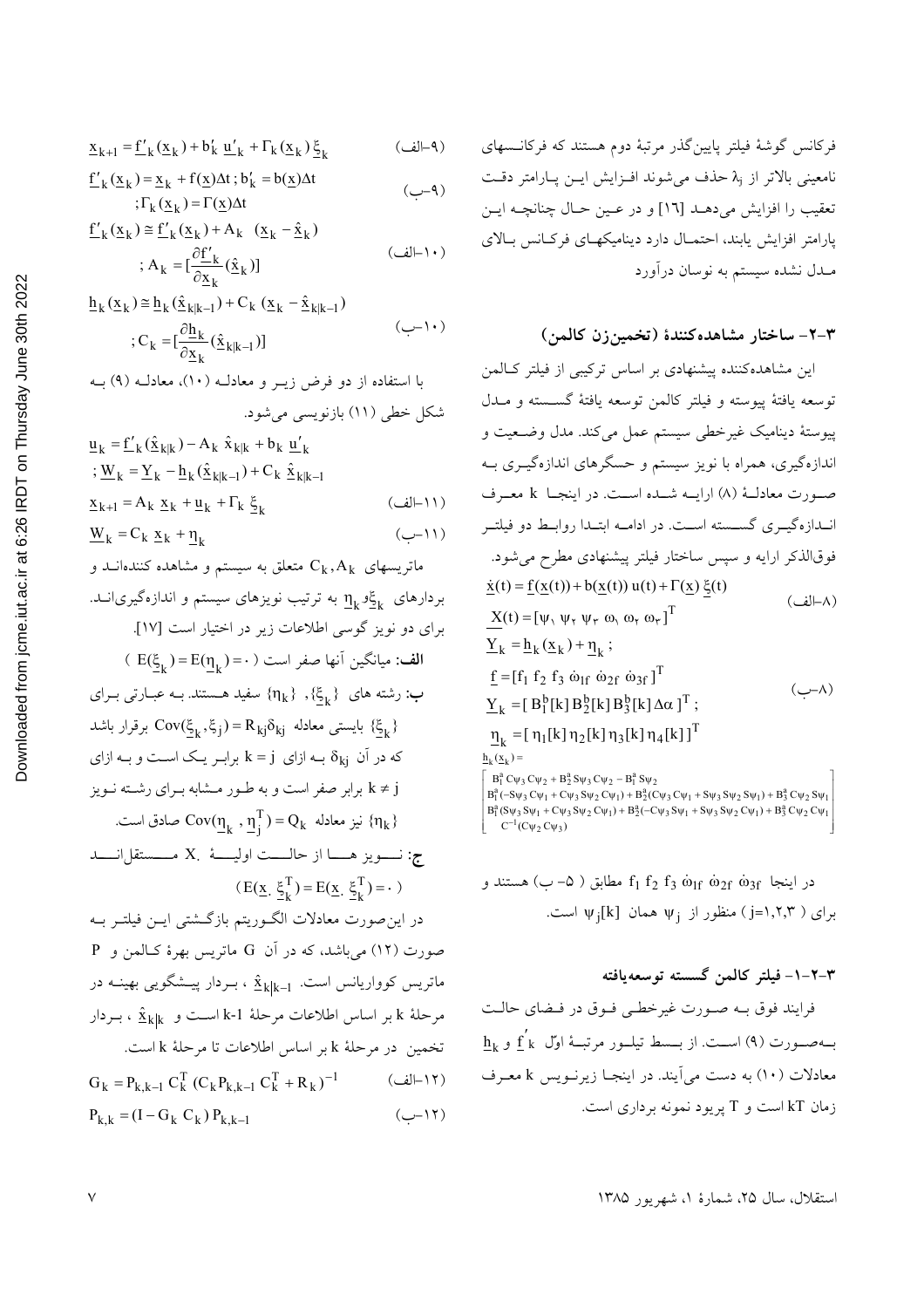فرکانس گوشهٔ فیلتر پایین‌گذر مرتبهٔ دوم هستند که فرکانسهای نامعینی بالاتر از $\lambda_j$ حذف می‌شوند افزایش این پارامتر دقت تعقیب را افزایش می‌دهد [۱۶] و در عین حال چنانچه این پارامتر افزایش یابند، احتمال دارد دینامیکهای فرکانس بالای مدل نشده سیستم به نوسان درآورد

## ۳-۲- ساختار مشاهده‌کنندهٔ (تخمین‌زن کالمن)

این مشاهده‌کننده پیشنهادی بر اساس ترکیبی از فیلتر کالمن توسعه یافتهٔ پیوسته و فیلتر کالمن توسعه یافتهٔ گسسته و مدل پیوستهٔ دینامیک غیرخطی سیستم عمل می‌کند. مدل وضعیت و اندازه‌گیری، همراه با نویز سیستم و حسگرهای اندازه‌گیری به صورت معادلهٔ (۸) ارایه شده است. در اینجا k معرف اندازه‌گیری گسسته است. در ادامه ابتدا روابط دو فیلتر فوق‌الذکر ارایه و سپس ساختار فیلتر پیشنهادی مطرح می‌شود.

$$\underline{\dot{x}}(t) = \underline{f}(\underline{x}(t)) + b(\underline{x}(t))\, u(t) + \Gamma(\underline{x})\, \underline{\xi}(t) \qquad \text{(۸-الف)}$$

$$\underline{X}(t) = [\psi_1\ \psi_2\ \psi_3\ \omega_1\ \omega_2\ \omega_3]^T$$

$$\underline{Y}_k = \underline{h}_k(\underline{x}_k) + \underline{\eta}_k\ ;$$

$$\underline{f} = [f_1\ f_2\ f_3\ \dot{\omega}_{1f}\ \dot{\omega}_{2f}\ \dot{\omega}_{3f}]^T \qquad \text{(۸-ب)}$$

$$\underline{Y}_k = [\,B_1^b[k]\,B_2^b[k]\,B_3^b[k]\,\Delta\alpha\,]^T\ ;$$

$$\underline{\eta}_k = [\,\eta_1[k]\,\eta_2[k]\,\eta_3[k]\,\eta_4[k]\,]^T$$

$$\underline{h}_k(\underline{x}_k) = \begin{bmatrix} B_1^a C\psi_3 C\psi_2 + B_2^a S\psi_3 C\psi_2 - B_1^a S\psi_2 \\ B_1^a(-S\psi_3 C\psi_1 + C\psi_3 S\psi_2 C\psi_1) + B_2^a(C\psi_3 C\psi_1 + S\psi_3 S\psi_2 S\psi_1) + B_3^a C\psi_2 S\psi_1 \\ B_1^a(S\psi_3 S\psi_1 + C\psi_3 S\psi_2 C\psi_1) + B_2^a(-C\psi_3 S\psi_1 + S\psi_3 S\psi_2 C\psi_1) + B_3^a C\psi_2 C\psi_1 \\ C^{-1}(C\psi_2 C\psi_3) \end{bmatrix}$$

در اینجا $f_1\ f_2\ f_3\ \dot{\omega}_{1f}\ \dot{\omega}_{2f}\ \dot{\omega}_{3f}$ مطابق (۵- ب) هستند و برای ( j=۱,۲,۳ ) منظور از $\psi_j$ همان $\psi_j[k]$ است.

### ۳-۲-۱- فیلتر کالمن گسسته توسعه‌یافته

فرایند فوق به صورت غیرخطی فوق در فضای حالت به‌صورت (۹) است. از بسط تیلور مرتبهٔ اول $\underline{f}'_k$ و $\underline{h}_k$ معادلات (۱۰) به دست می‌آیند. در اینجا زیرنویس k معرف زمان kT است و T پریود نمونه برداری است.

$$\underline{x}_{k+1} = \underline{f}'_k(\underline{x}_k) + b'_k\, \underline{u}'_k + \Gamma_k(\underline{x}_k)\, \underline{\xi}_k \qquad \text{(۹-الف)}$$

$$\underline{f}'_k(\underline{x}_k) = \underline{x}_k + f(\underline{x})\Delta t\ ;\ b'_k = b(\underline{x})\Delta t\ ;\ \Gamma_k(\underline{x}_k) = \Gamma(\underline{x})\Delta t \qquad \text{(۹-ب)}$$

$$\underline{f}'_k(\underline{x}_k) \cong \underline{f}'_k(\underline{x}_k) + A_k\ (\underline{x}_k - \hat{\underline{x}}_k)\ ;\ A_k = [\frac{\partial \underline{f}'_k}{\partial \underline{x}_k}(\hat{\underline{x}}_k)] \qquad \text{(۱۰-الف)}$$

$$\underline{h}_k(\underline{x}_k) \cong \underline{h}_k(\hat{\underline{x}}_{k|k-1}) + C_k\ (\underline{x}_k - \hat{\underline{x}}_{k|k-1})\ ;\ C_k = [\frac{\partial \underline{h}_k}{\partial \underline{x}_k}(\hat{\underline{x}}_{k|k-1})] \qquad \text{(۱۰-ب)}$$

با استفاده از دو فرض زیر و معادله (۱۰)، معادله (۹) به شکل خطی (۱۱) بازنویسی می‌شود.

$$\underline{u}_k = \underline{f}'_k(\hat{\underline{x}}_{k|k}) - A_k\, \hat{x}_{k|k} + b_k\, \underline{u}'_k\ ;\ \underline{W}_k = \underline{Y}_k - \underline{h}_k(\hat{\underline{x}}_{k|k-1}) + C_k\, \hat{\underline{x}}_{k|k-1}$$

$$\underline{x}_{k+1} = A_k\, \underline{x}_k + \underline{u}_k + \Gamma_k\, \underline{\xi}_k \qquad \text{(۱۱-الف)}$$

$$\underline{W}_k = C_k\, \underline{x}_k + \underline{\eta}_k \qquad \text{(۱۱-ب)}$$

ماتریسهای $C_k, A_k$ متعلق به سیستم و مشاهده کننده‌اند و بردارهای $\underline{\eta}_k$ و $\underline{\xi}_k$ به ترتیب نویزهای سیستم و اندازه‌گیری‌اند. برای دو نویز گوسی اطلاعات زیر در اختیار است [۱۷].

**الف:** میانگین آنها صفر است ( $E(\underline{\xi}_k) = E(\underline{\eta}_k) = 0$ )

**ب:** رشته های $\{\underline{\xi}_k\}$، $\{\eta_k\}$ سفید هستند. به عبارتی برای $\{\underline{\xi}_k\}$ بایستی معادله $Cov(\underline{\xi}_k, \xi_j) = R_{kj}\delta_{kj}$ برقرار باشد که در آن $\delta_{kj}$ به ازای $k = j$ برابر یک است و به ازای $k \neq j$ برابر صفر است و به طور مشابه برای رشته نویز $\{\eta_k\}$ نیز معادله $Cov(\underline{\eta}_k\ , \underline{\eta}_j^T) = Q_k$ صادق است.

**ج:** نویز ها از حالت اولیهٔ X مستقل‌اند ( $E(\underline{x}.\ \underline{\xi}_k^T) = E(\underline{x}.\ \underline{\xi}_k^T) = 0$ )

در این‌صورت معادلات الگوریتم بازگشتی این فیلتر به صورت (۱۲) می‌باشد، که در آن G ماتریس بهرهٔ کالمن و P ماتریس کوواریانس است. $\hat{\underline{x}}_{k|k-1}$ ، بردار پیشگویی بهینه در مرحلهٔ k بر اساس اطلاعات مرحلهٔ k-1 است و $\hat{\underline{x}}_{k|k}$ ، بردار تخمین در مرحلهٔ k بر اساس اطلاعات تا مرحلهٔ k است.

$$G_k = P_{k,k-1}\, C_k^T\, (C_k P_{k,k-1} C_k^T + R_k)^{-1} \qquad \text{(۱۲-الف)}$$

$$P_{k,k} = (I - G_k\, C_k)\, P_{k,k-1} \qquad \text{(۱۲-ب)}$$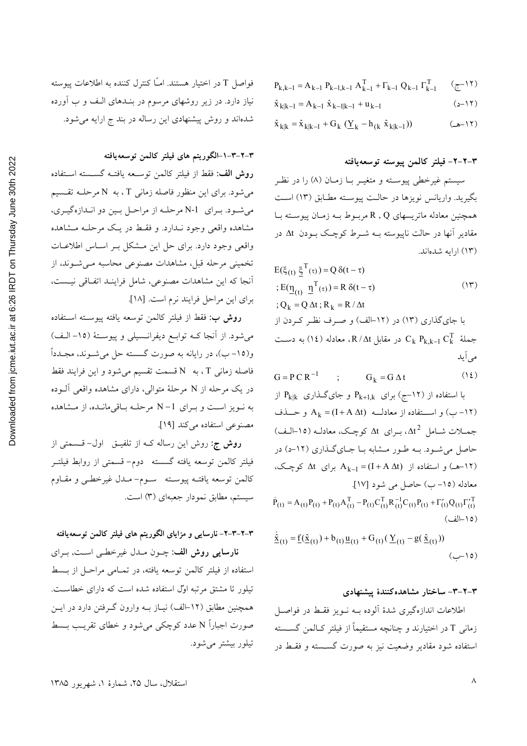$$P_{k,k-1} = A_{k-1}\, P_{k-1,k-1}\, A_{k-1}^{T} + \Gamma_{k-1}\, Q_{k-1}\, \Gamma_{k-1}^{T} \qquad \text{(۱۲–ج)}$$

$$\hat{x}_{k|k-1} = A_{k-1}\, \hat{x}_{k-1|k-1} + u_{k-1} \qquad \text{(۱۲–د)}$$

$$\hat{x}_{k|k} = \hat{x}_{k|k-1} + G_k\, (\underline{Y}_k - h_{(k}\, \hat{x}_{k|k-1})) \qquad \text{(۱۲–هـ)}$$

### ۳-۲-۲- فیلتر کالمن پیوسته توسعه‌یافته

سیستم غیرخطی پیوسته و متغیر با زمان (۸) را در نظر بگیرید. واریانس نویزها در حالت پیوسته مطابق (۱۳) است همچنین معادله ماتریسهای $R$ , $Q$ مربوط به زمان پیوسته با مقادیر آنها در حالت ناپیوسته به شرط کوچک بودن $\Delta t$ در (۱۳) ارایه شده‌اند.

$$E(\xi_{(t)}\, \xi^{T}(\tau)) = Q\, \delta(t-\tau)$$
$$;\ E(\underline{\eta}_{(t)}\ \underline{\eta}^{T}(\tau)) = R\, \delta(t-\tau) \qquad (۱۳)$$
$$;\ Q_k = Q\, \Delta t\ ;\ R_k = R / \Delta t$$

با جای‌گذاری (۱۳) در (۱۲–الف) و صرف نظر کردن از جملهٔ $C_k\, P_{k,k-1}\, C_k^{T}$ در مقابل $R/\Delta t$، معادله (۱۴) به دست می‌آید

$$G = P\, C\, R^{-1} \qquad ; \qquad G_k = G\, \Delta t \qquad (۱٤)$$

با استفاده از (۱۲–ج) برای $P_{k+1,k}$ و جای‌گذاری $P_{k|k}$ از (۱۲– ب) و استفاده از معادله $A_k = (I + A\, \Delta t)$ و حذف جملات شامل $\Delta t^2$، برای $\Delta t$ کوچک، معادله (۱۵–الف) حاصل می‌شود. به طور مشابه با جای‌گذاری (۱۲–د) در (۱۲–هـ) و استفاده از $A_{k-1} = (I + A\, \Delta t)$ برای $\Delta t$ کوچک، معادله (۱۵– ب) حاصل می شود [۱۷].

$$\dot{P}_{(t)} = A_{(t)} P_{(t)} + P_{(t)} A_{(t)}^{T} - P_{(t)} C_{(t)}^{T} R_{(t)}^{-1} C_{(t)} P_{(t)} + \Gamma'_{(t)} Q_{(t)} \Gamma_{(t)}^{T} \qquad \text{(۱۵–الف)}$$

$$\dot{\hat{\underline{x}}}_{(t)} = \underline{f}(\hat{\underline{x}}_{(t)}) + b_{(t)}\, \underline{u}_{(t)} + G_{(t)}\, (\underline{Y}_{(t)} - g(\hat{\underline{x}}_{(t)})) \qquad \text{(۱۵–ب)}$$

### ۳-۲-۳- ساختار مشاهده‌کنندهٔ پیشنهادی

اطلاعات اندازه‌گیری شدهٔ آلوده به نویز فقط در فواصل زمانی $T$ در اختیارند و چنانچه مستقیماً از فیلتر کالمن گسسته استفاده شود مقادیر وضعیت نیز به صورت گسسته و فقط در فواصل $T$ در اختیار هستند. امّا کنترل کننده به اطلاعات پیوسته نیاز دارد. در زیر روشهای مرسوم در بندهای الف و ب آورده شده‌اند و روش پیشنهادی این رساله در بند ج ارایه می‌شود.

#### ۳-۲-۳-۱-الگوریتم های فیلتر کالمن توسعه‌یافته

**روش الف:** فقط از فیلتر کالمن توسعه یافته گسسته استفاده می‌شود. برای این منظور فاصله زمانی $T$، به $N$ مرحله تقسیم می‌شود. برای $N$-1 مرحله از مراحل بین دو اندازه‌گیری، مشاهده واقعی وجود ندارد. و فقط در یک مرحله مشاهده واقعی وجود دارد. برای حل این مشکل بر اساس اطلاعات تخمینی مرحله قبل، مشاهدات مصنوعی محاسبه می‌شوند، از آنجا که این مشاهدات مصنوعی، شامل فرایند اتفاقی نیست، برای این مراحل فرایند نرم است. [۱۸].

**روش ب:** فقط از فیلتر کالمن توسعه یافته پیوسته استفاده می‌شود. از آنجا که توابع دیفرانسیلی و پیوستهٔ (۱۵– الف) و(۱۵– ب)، در رایانه به صورت گسسته حل می‌شوند، مجدداً فاصله زمانی $T$، به $N$ قسمت تقسیم می‌شود و این فرایند فقط در یک مرحله از $N$ مرحلهٔ متوالی، دارای مشاهده واقعی آلوده به نویز است و برای $N-1$ مرحله باقی‌مانده، از مشاهده مصنوعی استفاده می‌کند [۱۹].

**روش ج:** روش این رساله که از تلفیق اول– قسمتی از فیلتر کالمن توسعه یافته گسسته دوم– قسمتی از روابط فیلتر کالمن توسعه یافته پیوسته سوم– مدل غیرخطی و مقاوم سیستم، مطابق نمودار جعبه‌ای (۳) است.

#### ۳-۲-۳-۲- نارسایی و مزایای الگوریتم های فیلتر کالمن توسعه‌یافته

**نارسایی روش الف:** چون مدل غیرخطی است, برای استفاده از فیلتر کالمن توسعه یافته، در تمامی مراحل از بسط تیلور تا مشتق مرتبه اوّل استفاده شده است که دارای خطاست. همچنین مطابق (۱۲–الف) نیاز به وارون گرفتن دارد در این صورت اجباراً $N$ عدد کوچکی می‌شود و خطای تقریب بسط تیلور بیشتر می‌شود.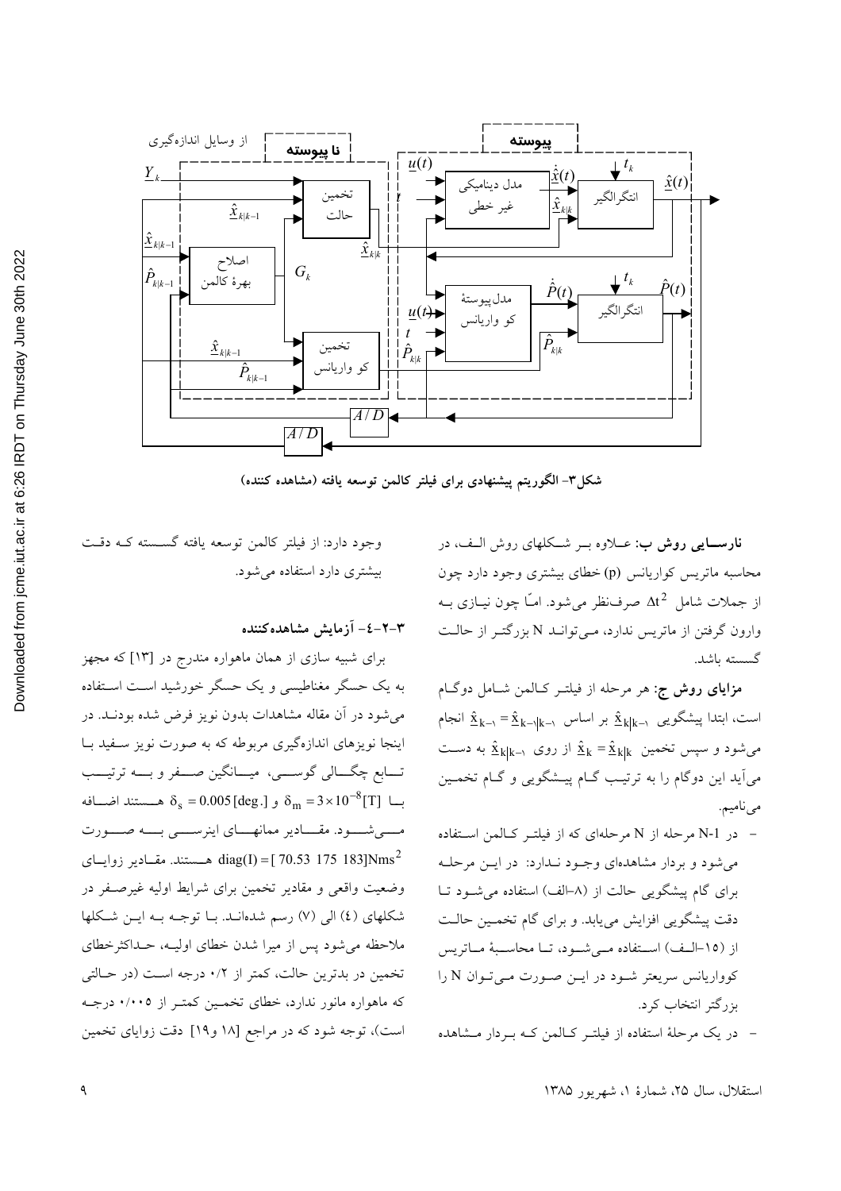شکل۳- الگوریتم پیشنهادی برای فیلتر کالمن توسعه یافته (مشاهده کننده)

**نارسایی روش ب**: علاوه بر شکلهای روش الف، در محاسبه ماتریس کواریانس (p) خطای بیشتری وجود دارد چون از جملات شامل $\Delta t^2$ صرف‌نظر می‌شود. امّا چون نیازی به وارون گرفتن از ماتریس ندارد، می‌تواند N بزرگتر از حالت گسسته باشد.

**مزایای روش ج**: هر مرحله از فیلتر کالمن شامل دوگام است، ابتدا پیشگویی $\underline{\hat{x}}_{k-1} = \underline{\hat{x}}_{k-1|k-1}$ بر اساس $\underline{\hat{x}}_{k|k-1}$ انجام می‌شود و سپس تخمین $\underline{\hat{x}}_{k} = \underline{\hat{x}}_{k|k}$ از روی $\underline{\hat{x}}_{k|k-1}$ به دست می‌آید این دوگام را به ترتیب گام پیشگویی و گام تخمین می‌نامیم.

- در N-1 مرحله از N مرحله‌ای که از فیلتر کالمن استفاده می‌شود و بردار مشاهده‌ای وجود ندارد: در این مرحله برای گام پیشگویی حالت از (۸-الف) استفاده می‌شود تا دقت پیشگویی افزایش می‌یابد. و برای گام تخمین حالت از (۱۵-الف) استفاده می‌شود، تا محاسبهٔ ماتریس کوواریانس سریعتر شود در این صورت می‌توان N را بزرگتر انتخاب کرد.
- در یک مرحلهٔ استفاده از فیلتر کالمن که بردار مشاهده وجود دارد: از فیلتر کالمن توسعه یافته گسسته که دقت بیشتری دارد استفاده می‌شود.

### ۳-۲-۴- آزمایش مشاهده‌کننده

برای شبیه سازی از همان ماهواره مندرج در [۱۳] که مجهز به یک حسگر مغناطیسی و یک حسگر خورشید است استفاده می‌شود در آن مقاله مشاهدات بدون نویز فرض شده بودند. در اینجا نویزهای اندازه‌گیری مربوطه که به صورت نویز سفید با تابع چگالی گوسی، میانگین صفر و به ترتیب با $\delta_s = 0.005\,[\text{deg.}]$ و $\delta_m = 3\times10^{-8}[\text{T}]$ هستند اضافه می‌شود. مقادیر ممانهای اینرسی به صورت $\text{diag}(I) = [\,70.53\;\;175\;\;183]\text{Nms}^2$ هستند. مقادیر زوایای وضعیت واقعی و مقادیر تخمین برای شرایط اولیه غیرصفر در شکلهای (۴) الی (۷) رسم شده‌اند. با توجه به این شکلها ملاحظه می‌شود پس از میرا شدن خطای اولیه، حداکثرخطای تخمین در بدترین حالت، کمتر از ۰/۲ درجه است (در حالتی که ماهواره مانور ندارد، خطای تخمین کمتر از ۰/۰۰۵ درجه است)، توجه شود که در مراجع [۱۸ و۱۹] دقت زوایای تخمین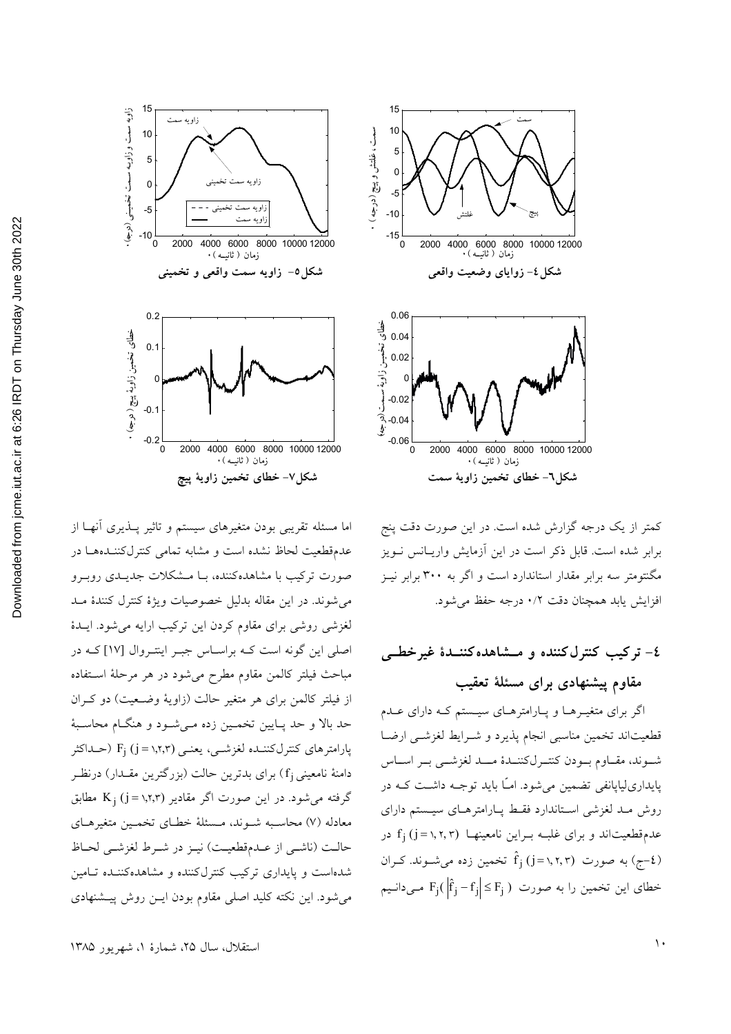شکل٤- زوایای وضعیت واقعی

شکل٥- زاویه سمت واقعی و تخمینی

شکل٦- خطای تخمین زاویهٔ سمت

شکل٧- خطای تخمین زاویهٔ پیچ

کمتر از یک درجه گزارش شده است. در این صورت دقت پنج برابر شده است. قابل ذکر است در این آزمایش واریانس نویز مگنتومتر سه برابر مقدار استاندارد است و اگر به ۳۰۰ برابر نیز افزایش یابد همچنان دقت ۰/۲ درجه حفظ می‌شود.

## ٤- ترکیب کنترل‌کننده و مشاهده‌کنندهٔ غیرخطی مقاوم پیشنهادی برای مسئلهٔ تعقیب

اگر برای متغیرها و پارامترهای سیستم که دارای عدم قطعیت‌اند تخمین مناسبی انجام پذیرد و شرایط لغزشی ارضا شوند، مقاوم بودن کنترل‌کنندهٔ مد لغزشی بر اساس پایداری‌لیاپانفی تضمین می‌شود. امّا باید توجه داشت که در روش مد لغزشی استاندارد فقط پارامترهای سیستم دارای عدم‌قطعیت‌اند و برای غلبه براین نامعینها $f_j\ (j=1,2,3)$ در (٤-ج) به صورت $\hat{f}_j\ (j=1,2,3)$ تخمین زده می‌شوند. کران خطای این تخمین را به صورت $F_j(\left|\hat{f}_j - f_j\right| \le F_j)$ می‌دانیم اما مسئله تقریبی بودن متغیرهای سیستم و تاثیر پذیری آنها از عدم‌قطعیت لحاظ نشده است و مشابه تمامی کنترل‌کننده‌ها در صورت ترکیب با مشاهده‌کننده، با مشکلات جدیدی روبرو می‌شوند. در این مقاله بدلیل خصوصیات ویژهٔ کنترل کنندهٔ مد لغزشی روشی برای مقاوم کردن این ترکیب ارایه می‌شود. ایدهٔ اصلی این گونه است که براساس جبر اینتروال [17] که در مباحث فیلتر کالمن مقاوم مطرح می‌شود در هر مرحلهٔ استفاده از فیلتر کالمن برای هر متغیر حالت (زاویهٔ وضعیت) دو کران حد بالا و حد پایین تخمین زده می‌شود و هنگام محاسبهٔ پارامترهای کنترل‌کننده لغزشی، یعنی $F_j\ (j=1,2,3)$ (حداکثر دامنهٔ نامعینی $f_j$) برای بدترین حالت (بزرگترین مقدار) درنظر گرفته می‌شود. در این صورت اگر مقادیر $K_j\ (j=1,2,3)$ مطابق معادله (۷) محاسبه شوند، مسئلهٔ خطای تخمین متغیرهای حالت (ناشی از عدم‌قطعیت) نیز در شرط لغزشی لحاظ شده‌است و پایداری ترکیب کنترل‌کننده و مشاهده‌کننده تامین می‌شود. این نکته کلید اصلی مقاوم بودن این روش پیشنهادی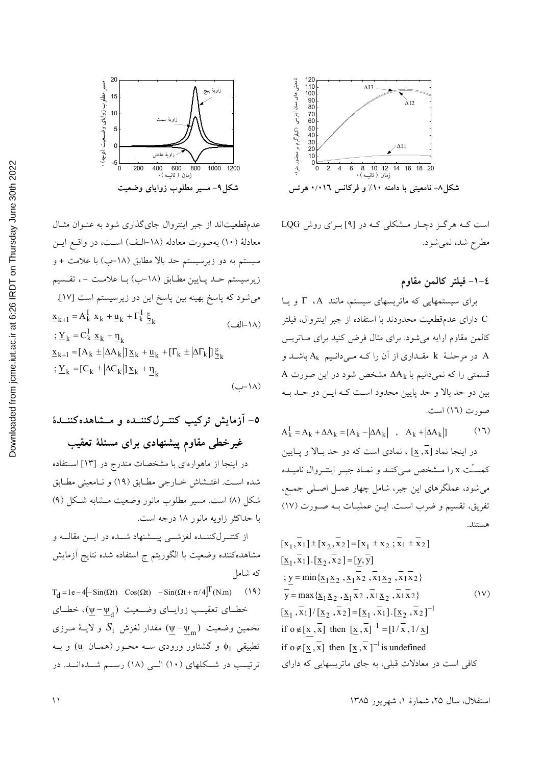شکل۸- نامعینی با دامنه ۱۰٪ و فرکانس ۰/۰۱۶ هرتس

شکل۹- مسیر مطلوب زوایای وضعیت

است که هرگز دچار مشکلی که در [۹] برای روش LQG مطرح شد، نمی‌شود.

## ٤-١- فیلتر کالمن مقاوم

برای سیستمهایی که ماتریسهای سیستم، مانند A، $\Gamma$ و یا C دارای عدم‌قطعیت محدودند با استفاده از جبر اینتروال، فیلتر کالمن مقاوم ارایه می‌شود. برای مثال فرض کنید برای ماتریس A در مرحلهٔ k مقداری از آن را که می‌دانیم $A_k$ باشد و قسمتی را که نمی‌دانیم با $\Delta A_k$ مشخص شود در این صورت A بین دو حد بالا و حد پایین محدود است که این دو حد به صورت (١٦) است.

$$A_k^I = A_k + \Delta A_k = [A_k - |\Delta A_k| \quad , \quad A_k + |\Delta A_k|] \qquad (١٦)$$

در اینجا نماد $[\underline{x}, \overline{x}]$ ، نمادی است که دو حد بالا و پایین کمیت x را مشخص می‌کند و نماد جبر اینتروال نامیده می‌شود، عملگرهای این جبر، شامل چهار عمل اصلی جمع، تفریق، تقسیم و ضرب است. این عملیات به صورت (١٧) هستند.

$$\begin{aligned}
&[\underline{x}_1, \overline{x}_1] \pm [\underline{x}_2, \overline{x}_2] = [\underline{x}_1 \pm x_2 \,;\, \overline{x}_1 \pm \overline{x}_2] \\
&[\underline{x}_1, \overline{x}_1].[\underline{x}_2, \overline{x}_2] = [y, \overline{y}] \\
&; \underline{y} = \min\{\underline{x}_1\underline{x}_2 , \underline{x}_1\overline{x}_2 , \overline{x}_1\underline{x}_2 , \overline{x}_1\overline{x}_2\} \\
&\overline{y} = \max\{\underline{x}_1\underline{x}_2 , \underline{x}_1\overline{x}_2 , \overline{x}_1\underline{x}_2 , \overline{x}_1\overline{x}_2\} \\
&[\underline{x}_1, \overline{x}_1]/[\underline{x}_2, \overline{x}_2] = [\underline{x}_1, \overline{x}_1].[\underline{x}_2, \overline{x}_2]^{-1} \\
&\text{if } o \notin [\underline{x}, \overline{x}] \text{ then } [\underline{x}, \overline{x}]^{-1} = [1/\overline{x}, 1/\underline{x}] \\
&\text{if } o \notin [\underline{x}, \overline{x}] \text{ then } [\underline{x}, \overline{x}]^{-1} \text{ is undefined}
\end{aligned} \qquad (١٧)$$

کافی است در معادلات قبلی، به جای ماتریسهایی که دارای عدم‌قطعیت‌اند از جبر اینتروال جای‌گذاری شود به عنوان مثال معادلهٔ (١٠) به‌صورت معادله (١٨-الف) است، در واقع این سیستم به دو زیرسیستم حد بالا مطابق (١٨-ب) با علامت + و زیرسیستم حد پایین مطابق (١٨-ب) با علامت -، تقسیم می‌شود که پاسخ بهینه بین پاسخ این دو زیرسیستم است [١٧].

$$\underline{x}_{k+1} = A_k^I \, x_k + \underline{u}_k + \Gamma_k^I \, \underline{\xi}_k \qquad (١٨-\text{الف})$$
$$; \underline{Y}_k = C_k^I \, \underline{x}_k + \underline{\eta}_k$$

$$\underline{x}_{k+1} = [A_k \pm |\Delta A_k|]\, \underline{x}_k + \underline{u}_k + [\Gamma_k \pm |\Delta\Gamma_k|]\, \underline{\xi}_k$$
$$; \underline{Y}_k = [C_k \pm |\Delta C_k|]\, \underline{x}_k + \underline{\eta}_k \qquad (١٨-\text{ب})$$

## ٥- آزمایش ترکیب کنترل‌کننده و مشاهده‌کنندهٔ غیرخطی مقاوم پیشنهادی برای مسئلهٔ تعقیب

در اینجا از ماهواره‌ای با مشخصات مندرج در [١٣] استفاده شده است. اغتشاش خارجی مطابق (١٩) و نامعینی مطابق شکل (٨) است. مسیر مطلوب مانور وضعیت مشابه شکل (٩) با حداکثر زاویه مانور ١٨ درجه است.

از کنترل‌کننده لغزشی پیشنهاد شده در این مقاله و مشاهده‌کننده وضعیت با الگوریتم ج استفاده شده نتایج آزمایش که شامل

$$T_d = 1e-4[-\text{Sin}(\Omega t) \quad \text{Cos}(\Omega t) \quad -\text{Sin}(\Omega t + \pi/4)]^T (\text{N.m}) \qquad (١٩)$$

خطای تعقیب زوایای وضعیت $(\underline{\psi} - \underline{\psi}_d)$، خطای تخمین وضعیت $(\underline{\psi} - \underline{\psi}_m)$ مقدار لغزش $S_1$ و لایهٔ مرزی تطبیقی $\phi_1$ و گشتاور ورودی سه محور (همان $\underline{u}$) و به ترتیب در شکلهای (١٠) الی (١٨) رسم شده‌اند. در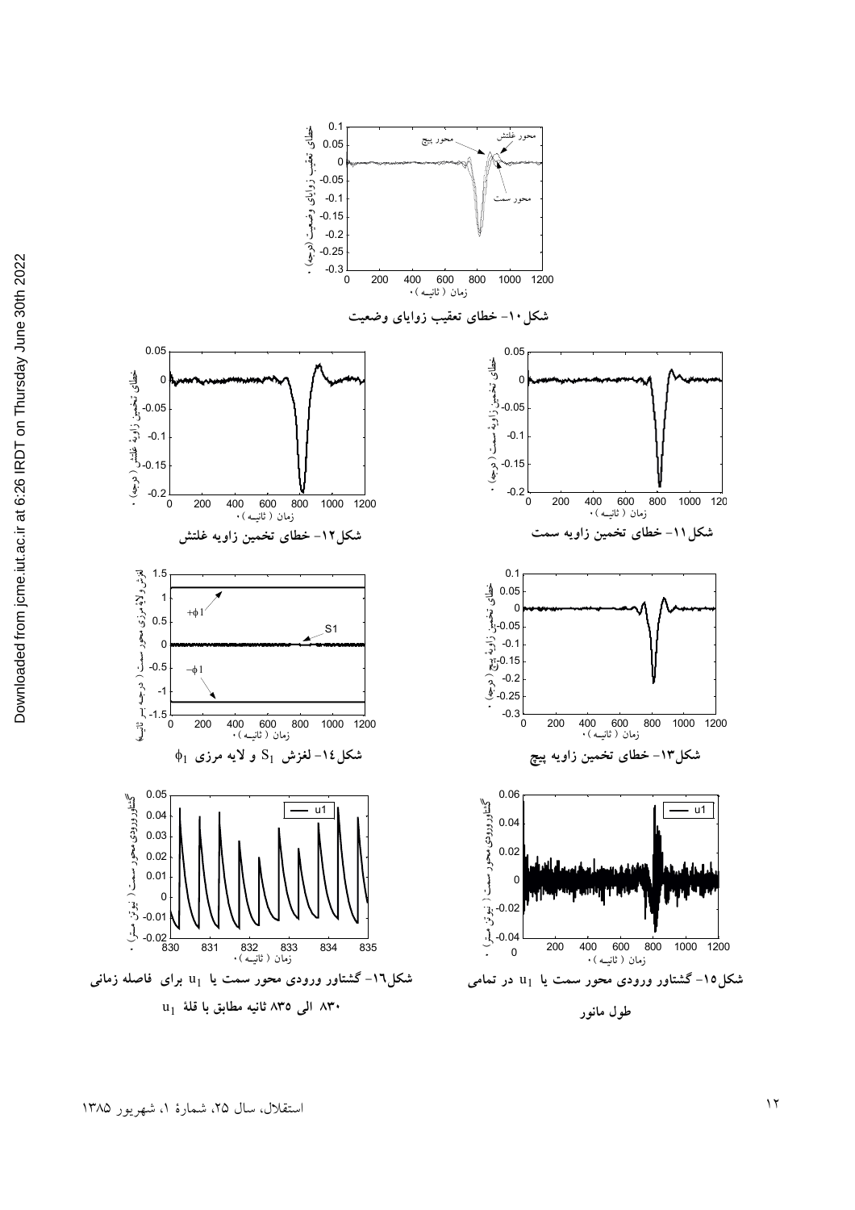شکل۱۰- خطای تعقیب زوایای وضعیت

شکل۱۱- خطای تخمین زاویه سمت

شکل۱۲- خطای تخمین زاویه غلتش

شکل۱۳- خطای تخمین زاویه پیچ

شکل۱۴- لغزش $S_1$ و لایه مرزی $\phi_1$

شکل۱۵- گشتاور ورودی محور سمت یا $u_1$ در تمامی طول مانور

شکل۱۶- گشتاور ورودی محور سمت یا $u_1$ برای فاصله زمانی ۸۳۰ الی ۸۳۵ ثانیه مطابق با قلهٔ $u_1$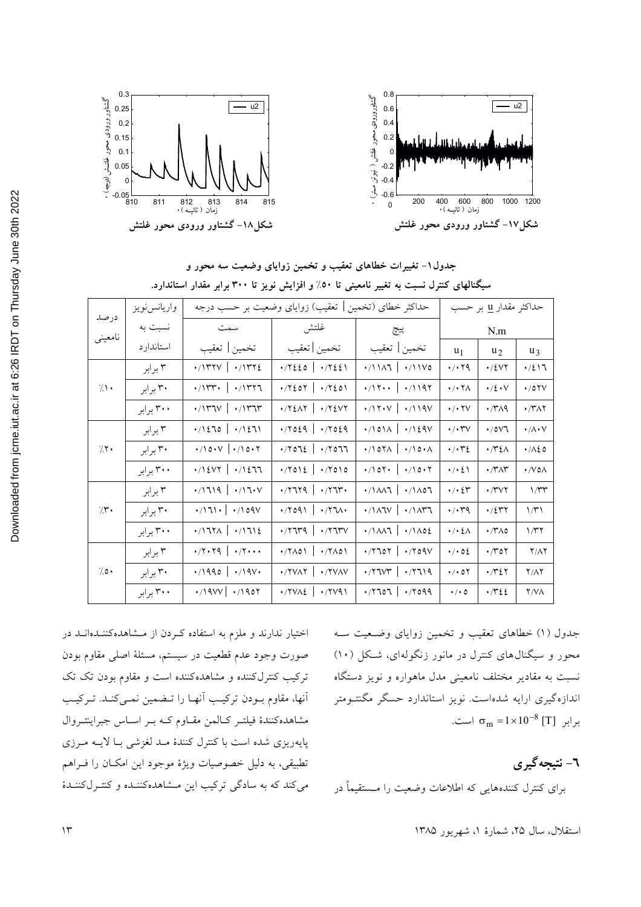شکل۱۷- گشتاور ورودی محور غلتش

شکل۱۸- گشتاور ورودی محور غلتش

جدول۱- تغییرات خطاهای تعقیب و تخمین زوایای وضعیت سه محور و سیگنالهای کنترل نسبت به تغییر نامعینی تا ۵۰٪ و افزایش نویز تا ۳۰۰ برابر مقدار استاندارد.

| درصد نامعینی | واریانس‌نویز نسبت به استاندارد | حداکثر خطای (تخمین \| تعقیب) زوایای وضعیت بر حسب درجه: سمت (تخمین \| تعقیب) | غلتش (تخمین \| تعقیب) | پیچ (تخمین \| تعقیب) | حداکثر مقدار $\underline{u}$ بر حسب N.m: $u_1$ | $u_2$ | $u_3$ |
|---|---|---|---|---|---|---|---|
| ٪۱۰ | ۳ برابر | ۰/۱۳۲۷ \| ۰/۱۳۲٤ | ۰/۲٤٤٥ \| ۰/۲٤٤۱ | ۰/۱۱۸٦ \| ۰/۱۱۷٥ | ۰/۰۲۹ | ۰/٤۷۲ | ۰/٤۱٦ |
| | ۳۰ برابر | ۰/۱۳۳۰ \| ۰/۱۳۲٦ | ۰/۲٤٥۲ \| ۰/۲٤٥۱ | ۰/۱۲۰۰ \| ۰/۱۱۹۲ | ۰/۰۲۸ | ۰/٤۰۷ | ۰/٥۲۷ |
| | ۳۰۰ برابر | ۰/۱۳٦۷ \| ۰/۱۳٦۳ | ۰/۲٤۸۲ \| ۰/۲٤۷۲ | ۰/۱۲۰۷ \| ۰/۱۱۹۷ | ۰/۰۲۷ | ۰/۳۸۹ | ۰/۳۸۲ |
| ٪۲۰ | ۳ برابر | ۰/۱٤٦٥ \| ۰/۱٤٦۱ | ۰/۲٥٤۹ \| ۰/۲٥٤۹ | ۰/۱٥۱۸ \| ۰/۱٤۹۷ | ۰/۰۳۷ | ۰/٥۷٦ | ۰/۸۰۷ |
| | ۳۰ برابر | ۰/۱٥۰۷ \| ۰/۱٥۰۲ | ۰/۲٥٦٤ \| ۰/۲٥٦٦ | ۰/۱٥۲۸ \| ۰/۱٥۰۸ | ۰/۰۳٤ | ۰/۳٤۸ | ۰/۸٤٥ |
| | ۳۰۰ برابر | ۰/۱٤۷۲ \| ۰/۱٤٦٦ | ۰/۲٥۱٤ \| ۰/۲٥۱٥ | ۰/۱٥۲۰ \| ۰/۱٥۰۲ | ۰/۰٤۱ | ۰/۳۸۳ | ۰/۷٥۸ |
| ٪۳۰ | ۳ برابر | ۰/۱٦۱۹ \| ۰/۱٦۰۷ | ۰/۲٦۲۹ \| ۰/۲٦۳۰ | ۰/۱۸۸٦ \| ۰/۱۸٥٦ | ۰/۰٤۳ | ۰/۳۷۲ | ۱/۳۳ |
| | ۳۰ برابر | ۰/۱٦۱۰ \| ۰/۱٥۹۷ | ۰/۲٥۹۱ \| ۰/۲٦۸۰ | ۰/۱۸٦۷ \| ۰/۱۸۳٦ | ۰/۰۳۹ | ۰/٤۳۲ | ۱/۳۱ |
| | ۳۰۰ برابر | ۰/۱٦۲۸ \| ۰/۱٦۱٤ | ۰/۲٦۳۹ \| ۰/۲٦۳۷ | ۰/۱۸۸٦ \| ۰/۱۸٥٤ | ۰/۰٤۸ | ۰/۳۸٥ | ۱/۳۲ |
| ٪۵۰ | ۳ برابر | ۰/۲۰۲۹ \| ۰/۲۰۰۰ | ۰/۲۸٥۱ \| ۰/۲۸٥۱ | ۰/۲٦٥۲ \| ۰/۲٥۹۷ | ۰/۰٥٤ | ۰/۳٥۲ | ۲/۸۲ |
| | ۳۰ برابر | ۰/۱۹۹٥ \| ۰/۱۹۷۰ | ۰/۲۷۸۲ \| ۰/۲۷۸۷ | ۰/۲٦۷۳ \| ۰/۲٦۱۹ | ۰/۰٥۲ | ۰/۳٤۲ | ۲/۸۲ |
| | ۳۰۰ برابر | ۰/۱۹۷۷ \| ۰/۱۹٥۲ | ۰/۲۷۸٤ \| ۰/۲۷۹۱ | ۰/۲٦٥٦ \| ۰/۲٥۹۹ | ۰/۰٥ | ۰/۳٤٤ | ۲/۷۸ |

جدول (۱) خطاهای تعقیب و تخمین زوایای وضعیت سه محور و سیگنال‌های کنترل در مانور زنگوله‌ای، شکل (۱۰) نسبت به مقادیر مختلف نامعینی مدل ماهواره و نویز دستگاه اندازه‌گیری ارایه شده‌است. نویز استاندارد حسگر مگنتومتر برابر $\sigma_m = 1\times10^{-8}$ [T] است.

## ٦- نتیجه‌گیری

برای کنترل کننده‌هایی که اطلاعات وضعیت را مستقیماً در اختیار ندارند و ملزم به استفاده کردن از مشاهده‌کننده‌اند در صورت وجود عدم قطعیت در سیستم، مسئلهٔ اصلی مقاوم بودن ترکیب کنترل‌کننده و مشاهده‌کننده است و مقاوم بودن تک تک آنها، مقاوم بودن ترکیب آنها را تضمین نمی‌کند. ترکیب مشاهده‌کنندهٔ فیلتر کالمن مقاوم که بر اساس جبرانیتروال پایه‌ریزی شده است با کنترل کنندهٔ مد لغزشی با لایه مرزی تطبیقی، به دلیل خصوصیات ویژهٔ موجود این امکان را فراهم می‌کند که به سادگی ترکیب این مشاهده‌کننده و کنترل‌کنندهٔ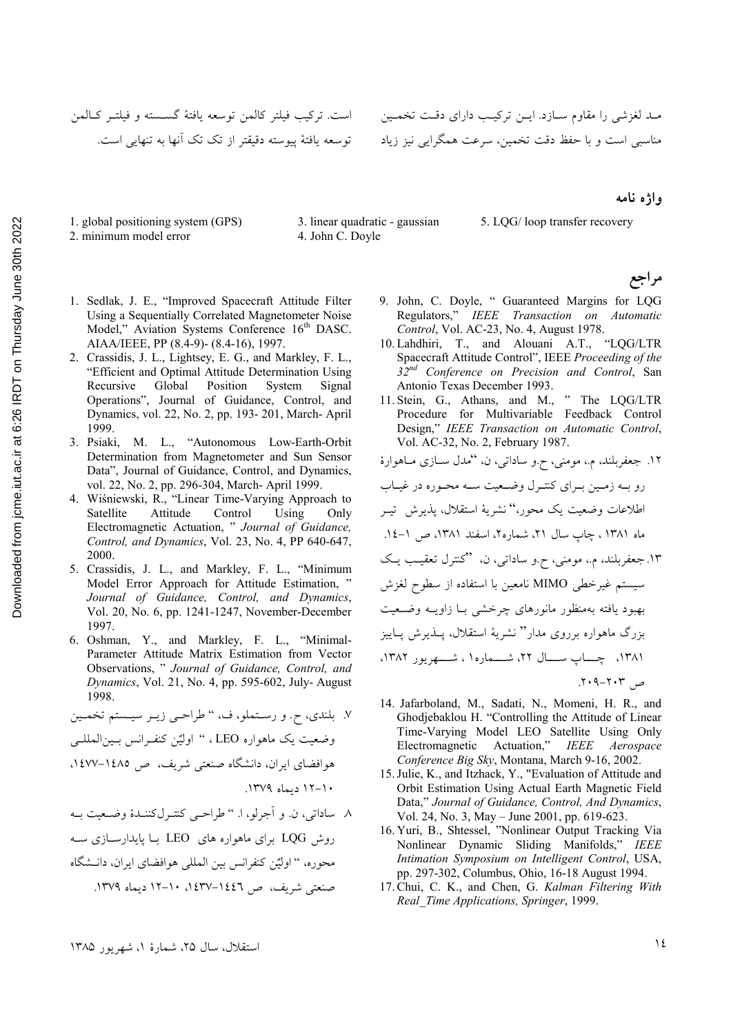مـد لغزشی را مقاوم سـازد. ایـن ترکیـب دارای دقـت تخمـین مناسبی است و با حفظ دقت تخمین، سرعت همگرایی نیز زیاد است. ترکیب فیلتر کالمن توسعه یافتهٔ گسسته و فیلتـر کـالمن توسعه یافتهٔ پیوسته دقیقتر از تک تک آنها به تنهایی است.

## واژه نامه

1. global positioning system (GPS)
2. minimum model error
3. linear quadratic - gaussian
4. John C. Doyle
5. LQG/ loop transfer recovery

## مراجع

1. Sedlak, J. E., "Improved Spacecraft Attitude Filter Using a Sequentially Correlated Magnetometer Noise Model," Aviation Systems Conference 16th DASC. AIAA/IEEE, PP (8.4-9)- (8.4-16), 1997.
2. Crassidis, J. L., Lightsey, E. G., and Markley, F. L., "Efficient and Optimal Attitude Determination Using Recursive Global Position System Signal Operations", Journal of Guidance, Control, and Dynamics, vol. 22, No. 2, pp. 193- 201, March- April 1999.
3. Psiaki, M. L., "Autonomous Low-Earth-Orbit Determination from Magnetometer and Sun Sensor Data", Journal of Guidance, Control, and Dynamics, vol. 22, No. 2, pp. 296-304, March- April 1999.
4. Wiśniewski, R., "Linear Time-Varying Approach to Satellite Attitude Control Using Only Electromagnetic Actuation, " *Journal of Guidance, Control, and Dynamics*, Vol. 23, No. 4, PP 640-647, 2000.
5. Crassidis, J. L., and Markley, F. L., "Minimum Model Error Approach for Attitude Estimation, " *Journal of Guidance, Control, and Dynamics*, Vol. 20, No. 6, pp. 1241-1247, November-December 1997.
6. Oshman, Y., and Markley, F. L., "Minimal-Parameter Attitude Matrix Estimation from Vector Observations, " *Journal of Guidance, Control, and Dynamics*, Vol. 21, No. 4, pp. 595-602, July- August 1998.
7. بلندی، ح. و رسـتملو، ف، " طراحـی زیـر سیـستم تخمـین وضعیت یک ماهواره LEO ، " اولیّن کنفـرانس بـین‌المللـی هوافضای ایران، دانشگاه صنعتی شریف، ص ۱۴۸۵-۱۴۷۷، ۱۰-۱۲ دیماه ۱۳۷۹.
8. ساداتی، ن. و آجرلو، ا. " طراحـی کنتـرل‌کننـدهٔ وضـعیت بـه روش LQG برای ماهواره های LEO بـا پایدارسـازی سـه محوره، " اولیّن کنفرانس بین المللی هوافضای ایران، دانـشگاه صنعتی شریف، ص ۱۴۴۶-۱۴۳۷، ۱۰-۱۲ دیماه ۱۳۷۹.
9. John, C. Doyle, " Guaranteed Margins for LQG Regulators," *IEEE Transaction on Automatic Control*, Vol. AC-23, No. 4, August 1978.
10. Lahdhiri, T., and Alouani A.T., "LQG/LTR Spacecraft Attitude Control", IEEE *Proceeding of the 32nd Conference on Precision and Control*, San Antonio Texas December 1993.
11. Stein, G., Athans, and M., " The LQG/LTR Procedure for Multivariable Feedback Control Design," *IEEE Transaction on Automatic Control*, Vol. AC-32, No. 2, February 1987.
12. جعفربلند، م.، مومنی، ح.و ساداتی، ن، "مدل سـازی مـاهوارهٔ رو بـه زمـین بـرای کنتـرل وضـعیت سـه محـوره در غیـاب اطلاعات وضعیت یک محور،" نشریهٔ استقلال، پذیرش تیـر ماه ۱۳۸۱ ، چاپ سال ۲۱، شماره۲، اسفند ۱۳۸۱، ص ۱-۱۴.
13. جعفربلند، م.، مومنی، ح.و ساداتی، ن، "کنترل تعقیـب یـک سیستم غیرخطی MIMO نامعین با استفاده از سطوح لغزش بهبود یافته به‌منظور مانورهای چرخشی بـا زاویـه وضـعیت بزرگ ماهواره برروی مدار" نشریهٔ استقلال، پـذیرش پـاییز ۱۳۸۱، چـاپ سـال ۲۲، شـماره۱ ، شـهریور ۱۳۸۲، ص ۲۰۳-۲۰۹.
14. Jafarboland, M., Sadati, N., Momeni, H. R., and Ghodjebaklou H. "Controlling the Attitude of Linear Time-Varying Model LEO Satellite Using Only Electromagnetic Actuation," *IEEE Aerospace Conference Big Sky*, Montana, March 9-16, 2002.
15. Julie, K., and Itzhack, Y., "Evaluation of Attitude and Orbit Estimation Using Actual Earth Magnetic Field Data," *Journal of Guidance, Control, And Dynamics*, Vol. 24, No. 3, May – June 2001, pp. 619-623.
16. Yuri, B., Shtessel, "Nonlinear Output Tracking Via Nonlinear Dynamic Sliding Manifolds," *IEEE Intimation Symposium on Intelligent Control*, USA, pp. 297-302, Columbus, Ohio, 16-18 August 1994.
17. Chui, C. K., and Chen, G. *Kalman Filtering With Real_Time Applications, Springer*, 1999.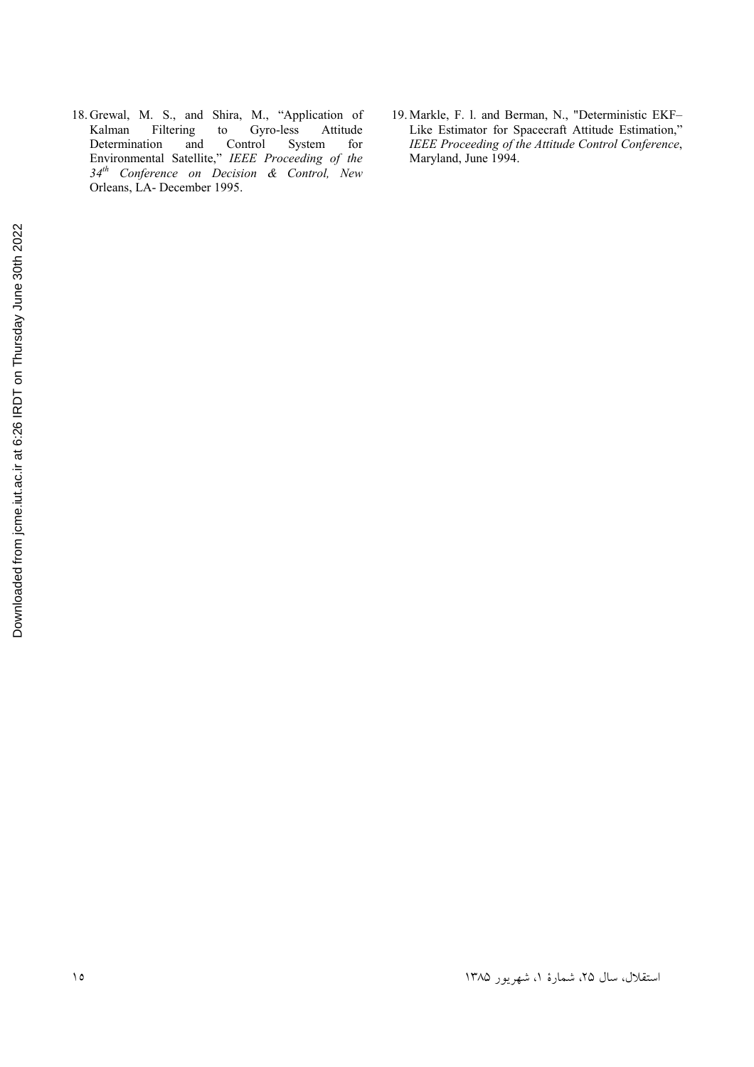18. Grewal, M. S., and Shira, M., "Application of Kalman Filtering to Gyro-less Attitude Determination and Control System for Environmental Satellite," *IEEE Proceeding of the 34th Conference on Decision & Control, New* Orleans, LA- December 1995.

19. Markle, F. l. and Berman, N., "Deterministic EKF–Like Estimator for Spacecraft Attitude Estimation," *IEEE Proceeding of the Attitude Control Conference*, Maryland, June 1994.